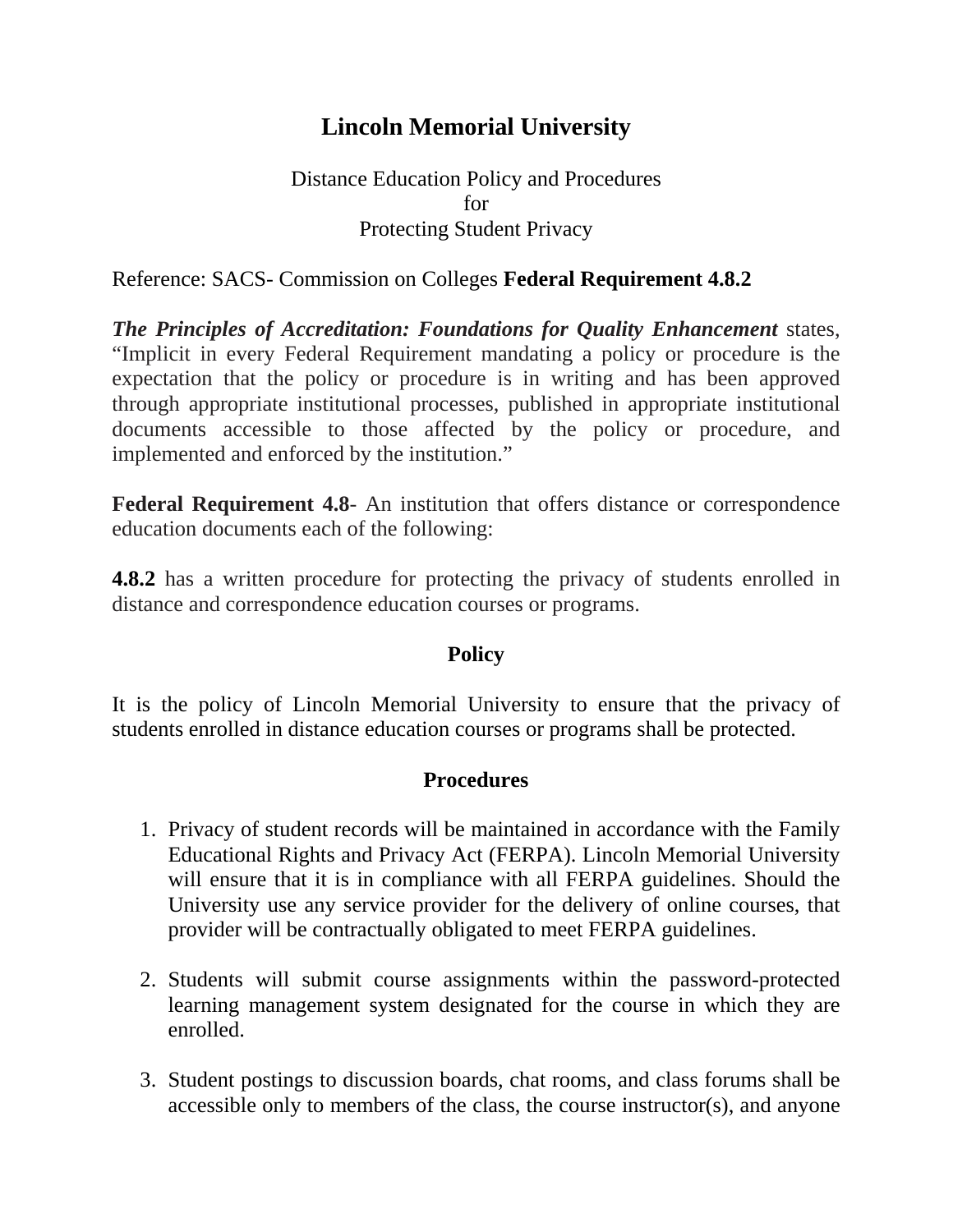# Lincoln Memorial University

Distance Education Policy and Procedures
for
Protecting Student Privacy

Reference: SACS- Commission on Colleges **Federal Requirement 4.8.2**

***The Principles of Accreditation: Foundations for Quality Enhancement*** states, "Implicit in every Federal Requirement mandating a policy or procedure is the expectation that the policy or procedure is in writing and has been approved through appropriate institutional processes, published in appropriate institutional documents accessible to those affected by the policy or procedure, and implemented and enforced by the institution."

**Federal Requirement 4.8**- An institution that offers distance or correspondence education documents each of the following:

**4.8.2** has a written procedure for protecting the privacy of students enrolled in distance and correspondence education courses or programs.

## Policy

It is the policy of Lincoln Memorial University to ensure that the privacy of students enrolled in distance education courses or programs shall be protected.

## Procedures

1. Privacy of student records will be maintained in accordance with the Family Educational Rights and Privacy Act (FERPA). Lincoln Memorial University will ensure that it is in compliance with all FERPA guidelines. Should the University use any service provider for the delivery of online courses, that provider will be contractually obligated to meet FERPA guidelines.

2. Students will submit course assignments within the password-protected learning management system designated for the course in which they are enrolled.

3. Student postings to discussion boards, chat rooms, and class forums shall be accessible only to members of the class, the course instructor(s), and anyone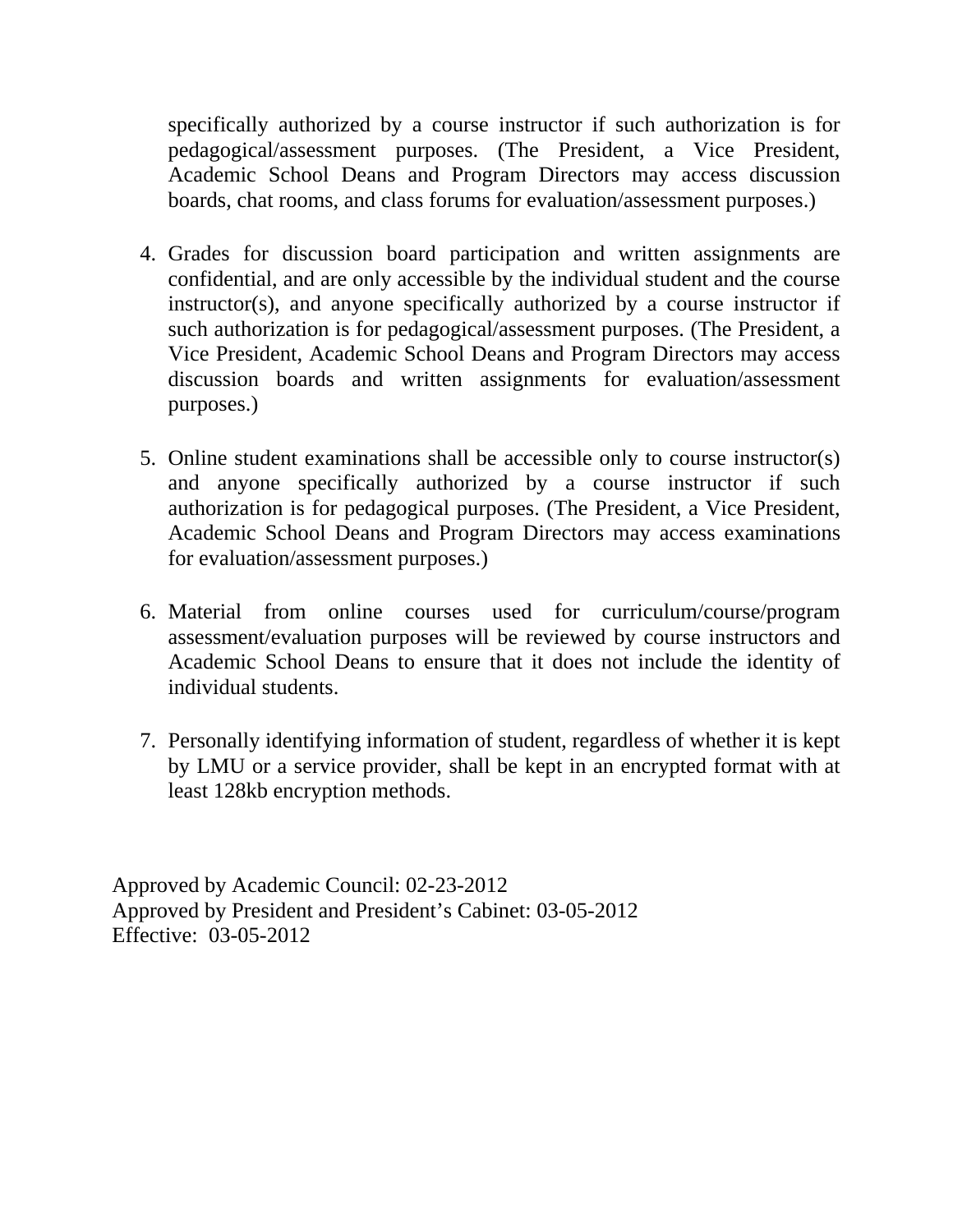specifically authorized by a course instructor if such authorization is for pedagogical/assessment purposes. (The President, a Vice President, Academic School Deans and Program Directors may access discussion boards, chat rooms, and class forums for evaluation/assessment purposes.)

4. Grades for discussion board participation and written assignments are confidential, and are only accessible by the individual student and the course instructor(s), and anyone specifically authorized by a course instructor if such authorization is for pedagogical/assessment purposes. (The President, a Vice President, Academic School Deans and Program Directors may access discussion boards and written assignments for evaluation/assessment purposes.)

5. Online student examinations shall be accessible only to course instructor(s) and anyone specifically authorized by a course instructor if such authorization is for pedagogical purposes. (The President, a Vice President, Academic School Deans and Program Directors may access examinations for evaluation/assessment purposes.)

6. Material from online courses used for curriculum/course/program assessment/evaluation purposes will be reviewed by course instructors and Academic School Deans to ensure that it does not include the identity of individual students.

7. Personally identifying information of student, regardless of whether it is kept by LMU or a service provider, shall be kept in an encrypted format with at least 128kb encryption methods.

Approved by Academic Council: 02-23-2012
Approved by President and President's Cabinet: 03-05-2012
Effective: 03-05-2012